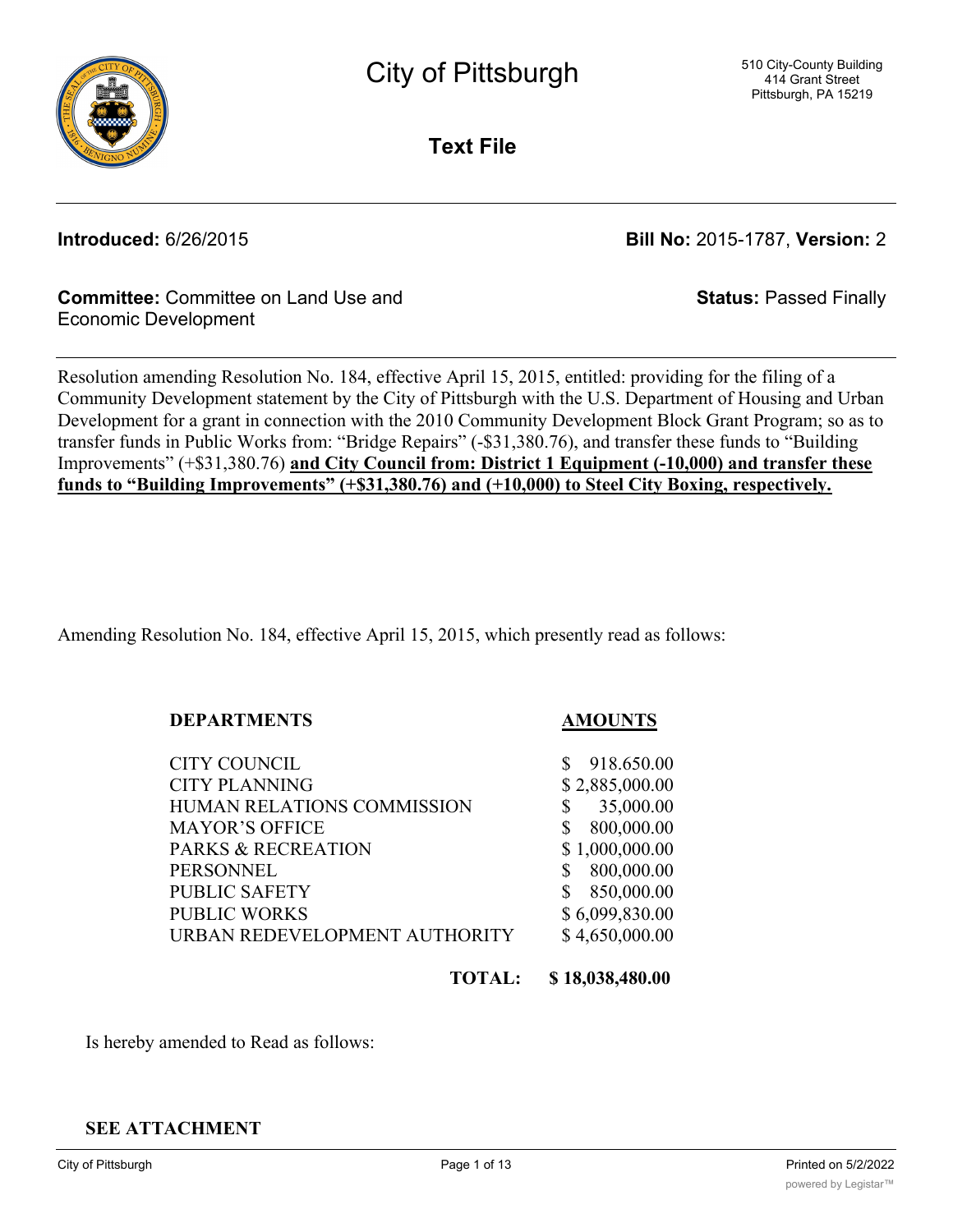# City of Pittsburgh

510 City-County Building
414 Grant Street
Pittsburgh, PA 15219

## Text File

**Introduced:** 6/26/2015

**Bill No:** 2015-1787, **Version:** 2

**Committee:** Committee on Land Use and Economic Development

**Status:** Passed Finally

Resolution amending Resolution No. 184, effective April 15, 2015, entitled: providing for the filing of a Community Development statement by the City of Pittsburgh with the U.S. Department of Housing and Urban Development for a grant in connection with the 2010 Community Development Block Grant Program; so as to transfer funds in Public Works from: "Bridge Repairs" (-$31,380.76), and transfer these funds to "Building Improvements" (+$31,380.76) **and City Council from: District 1 Equipment (-10,000) and transfer these funds to "Building Improvements" (+$31,380.76) and (+10,000) to Steel City Boxing, respectively.**

Amending Resolution No. 184, effective April 15, 2015, which presently read as follows:

| DEPARTMENTS | AMOUNTS |
|---|---|
| CITY COUNCIL | $ 918.650.00 |
| CITY PLANNING | $ 2,885,000.00 |
| HUMAN RELATIONS COMMISSION | $ 35,000.00 |
| MAYOR'S OFFICE | $ 800,000.00 |
| PARKS & RECREATION | $ 1,000,000.00 |
| PERSONNEL | $ 800,000.00 |
| PUBLIC SAFETY | $ 850,000.00 |
| PUBLIC WORKS | $ 6,099,830.00 |
| URBAN REDEVELOPMENT AUTHORITY | $ 4,650,000.00 |
| **TOTAL:** | **$ 18,038,480.00** |

Is hereby amended to Read as follows:

**SEE ATTACHMENT**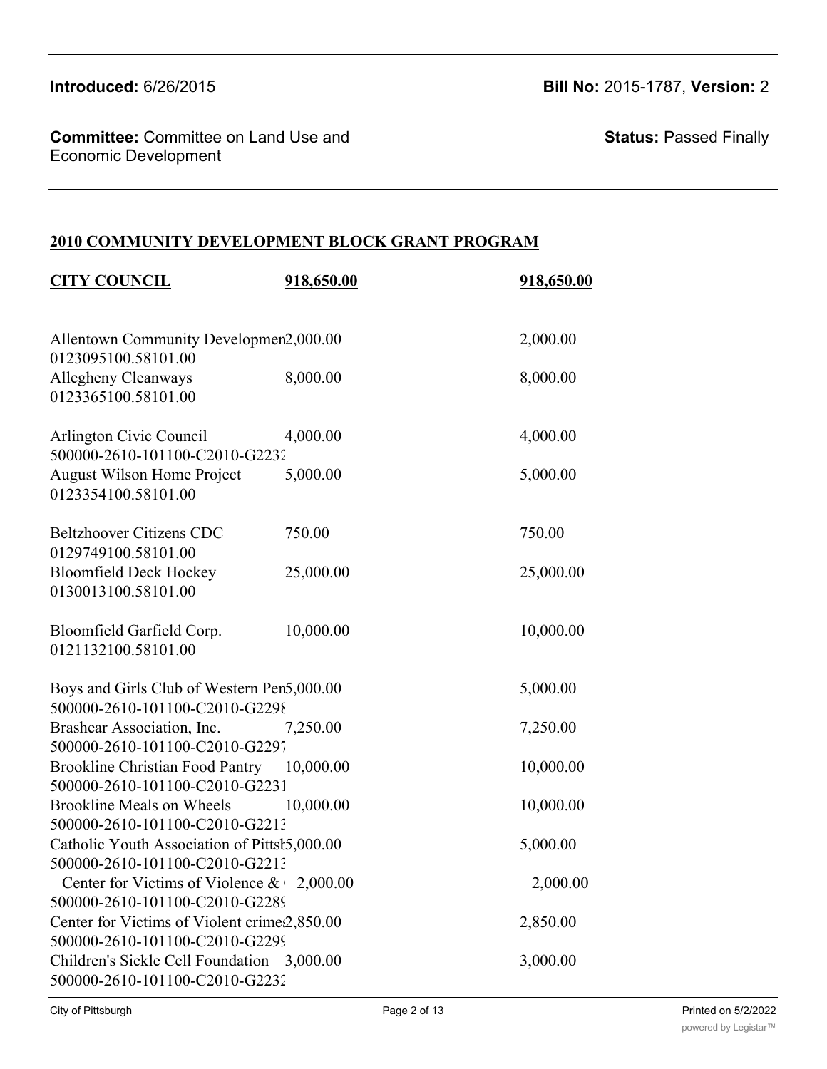**Introduced:** 6/26/2015

**Bill No:** 2015-1787, **Version:** 2

**Committee:** Committee on Land Use and Economic Development

**Status:** Passed Finally

## 2010 COMMUNITY DEVELOPMENT BLOCK GRANT PROGRAM

| **CITY COUNCIL** | **918,650.00** | **918,650.00** |
|---|---|---|
| Allentown Community Developmen 0123095100.58101.00 | 2,000.00 | 2,000.00 |
| Allegheny Cleanways 0123365100.58101.00 | 8,000.00 | 8,000.00 |
| Arlington Civic Council 500000-2610-101100-C2010-G2232 | 4,000.00 | 4,000.00 |
| August Wilson Home Project 0123354100.58101.00 | 5,000.00 | 5,000.00 |
| Beltzhoover Citizens CDC 0129749100.58101.00 | 750.00 | 750.00 |
| Bloomfield Deck Hockey 0130013100.58101.00 | 25,000.00 | 25,000.00 |
| Bloomfield Garfield Corp. 0121132100.58101.00 | 10,000.00 | 10,000.00 |
| Boys and Girls Club of Western Pen 500000-2610-101100-C2010-G2298 | 5,000.00 | 5,000.00 |
| Brashear Association, Inc. 500000-2610-101100-C2010-G2297 | 7,250.00 | 7,250.00 |
| Brookline Christian Food Pantry 500000-2610-101100-C2010-G2231 | 10,000.00 | 10,000.00 |
| Brookline Meals on Wheels 500000-2610-101100-C2010-G2213 | 10,000.00 | 10,000.00 |
| Catholic Youth Association of Pittsb 500000-2610-101100-C2010-G2213 | 5,000.00 | 5,000.00 |
| Center for Victims of Violence & 500000-2610-101100-C2010-G2289 | 2,000.00 | 2,000.00 |
| Center for Victims of Violent crime 500000-2610-101100-C2010-G2299 | 2,850.00 | 2,850.00 |
| Children's Sickle Cell Foundation 500000-2610-101100-C2010-G2232 | 3,000.00 | 3,000.00 |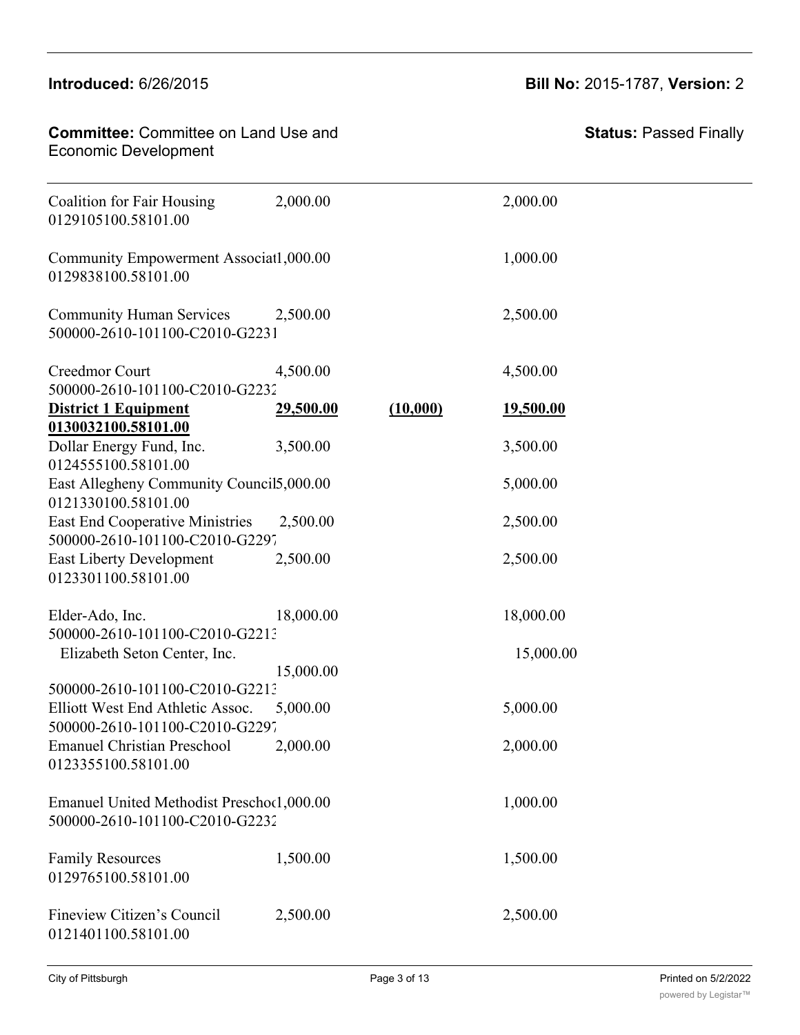| | | | |
|---|---|---|---|
| Coalition for Fair Housing 0129105100.58101.00 | 2,000.00 | | 2,000.00 |
| Community Empowerment Associat 0129838100.58101.00 | 1,000.00 | | 1,000.00 |
| Community Human Services 500000-2610-101100-C2010-G2231 | 2,500.00 | | 2,500.00 |
| Creedmor Court 500000-2610-101100-C2010-G2232 | 4,500.00 | | 4,500.00 |
| **District 1 Equipment 0130032100.58101.00** | **29,500.00** | **(10,000)** | **19,500.00** |
| Dollar Energy Fund, Inc. 0124555100.58101.00 | 3,500.00 | | 3,500.00 |
| East Allegheny Community Council 0121330100.58101.00 | 5,000.00 | | 5,000.00 |
| East End Cooperative Ministries 500000-2610-101100-C2010-G2297 | 2,500.00 | | 2,500.00 |
| East Liberty Development 0123301100.58101.00 | 2,500.00 | | 2,500.00 |
| Elder-Ado, Inc. 500000-2610-101100-C2010-G2213 | 18,000.00 | | 18,000.00 |
| Elizabeth Seton Center, Inc. 500000-2610-101100-C2010-G2213 | 15,000.00 | | 15,000.00 |
| Elliott West End Athletic Assoc. 500000-2610-101100-C2010-G2297 | 5,000.00 | | 5,000.00 |
| Emanuel Christian Preschool 0123355100.58101.00 | 2,000.00 | | 2,000.00 |
| Emanuel United Methodist Preschoo 500000-2610-101100-C2010-G2232 | 1,000.00 | | 1,000.00 |
| Family Resources 0129765100.58101.00 | 1,500.00 | | 1,500.00 |
| Fineview Citizen's Council 0121401100.58101.00 | 2,500.00 | | 2,500.00 |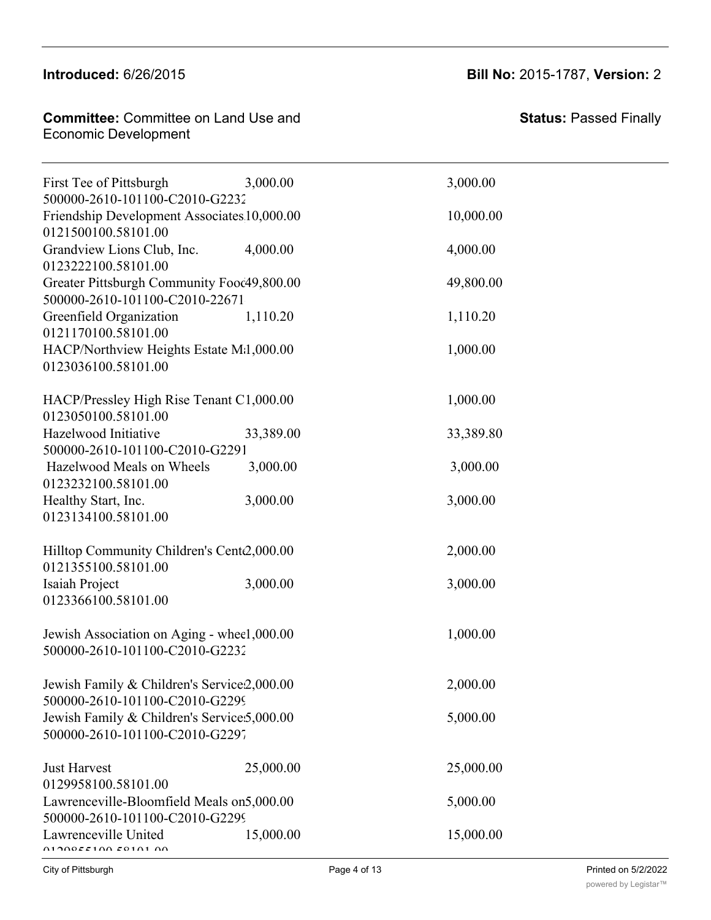| | | |
|---|---|---|
| First Tee of Pittsburgh<br>500000-2610-101100-C2010-G2232 | 3,000.00 | 3,000.00 |
| Friendship Development Associates<br>0121500100.58101.00 | 10,000.00 | 10,000.00 |
| Grandview Lions Club, Inc.<br>0123222100.58101.00 | 4,000.00 | 4,000.00 |
| Greater Pittsburgh Community Food<br>500000-2610-101100-C2010-22671 | 49,800.00 | 49,800.00 |
| Greenfield Organization<br>0121170100.58101.00 | 1,110.20 | 1,110.20 |
| HACP/Northview Heights Estate M<br>0123036100.58101.00 | 1,000.00 | 1,000.00 |
| HACP/Pressley High Rise Tenant C<br>0123050100.58101.00 | 1,000.00 | 1,000.00 |
| Hazelwood Initiative<br>500000-2610-101100-C2010-G2291 | 33,389.00 | 33,389.80 |
| Hazelwood Meals on Wheels<br>0123232100.58101.00 | 3,000.00 | 3,000.00 |
| Healthy Start, Inc.<br>0123134100.58101.00 | 3,000.00 | 3,000.00 |
| Hilltop Community Children's Cent<br>0121355100.58101.00 | 2,000.00 | 2,000.00 |
| Isaiah Project<br>0123366100.58101.00 | 3,000.00 | 3,000.00 |
| Jewish Association on Aging - whee<br>500000-2610-101100-C2010-G2232 | 1,000.00 | 1,000.00 |
| Jewish Family & Children's Service<br>500000-2610-101100-C2010-G2299 | 2,000.00 | 2,000.00 |
| Jewish Family & Children's Service<br>500000-2610-101100-C2010-G2297 | 5,000.00 | 5,000.00 |
| Just Harvest<br>0129958100.58101.00 | 25,000.00 | 25,000.00 |
| Lawrenceville-Bloomfield Meals on<br>500000-2610-101100-C2010-G2299 | 5,000.00 | 5,000.00 |
| Lawrenceville United<br>0129855100.58101.00 | 15,000.00 | 15,000.00 |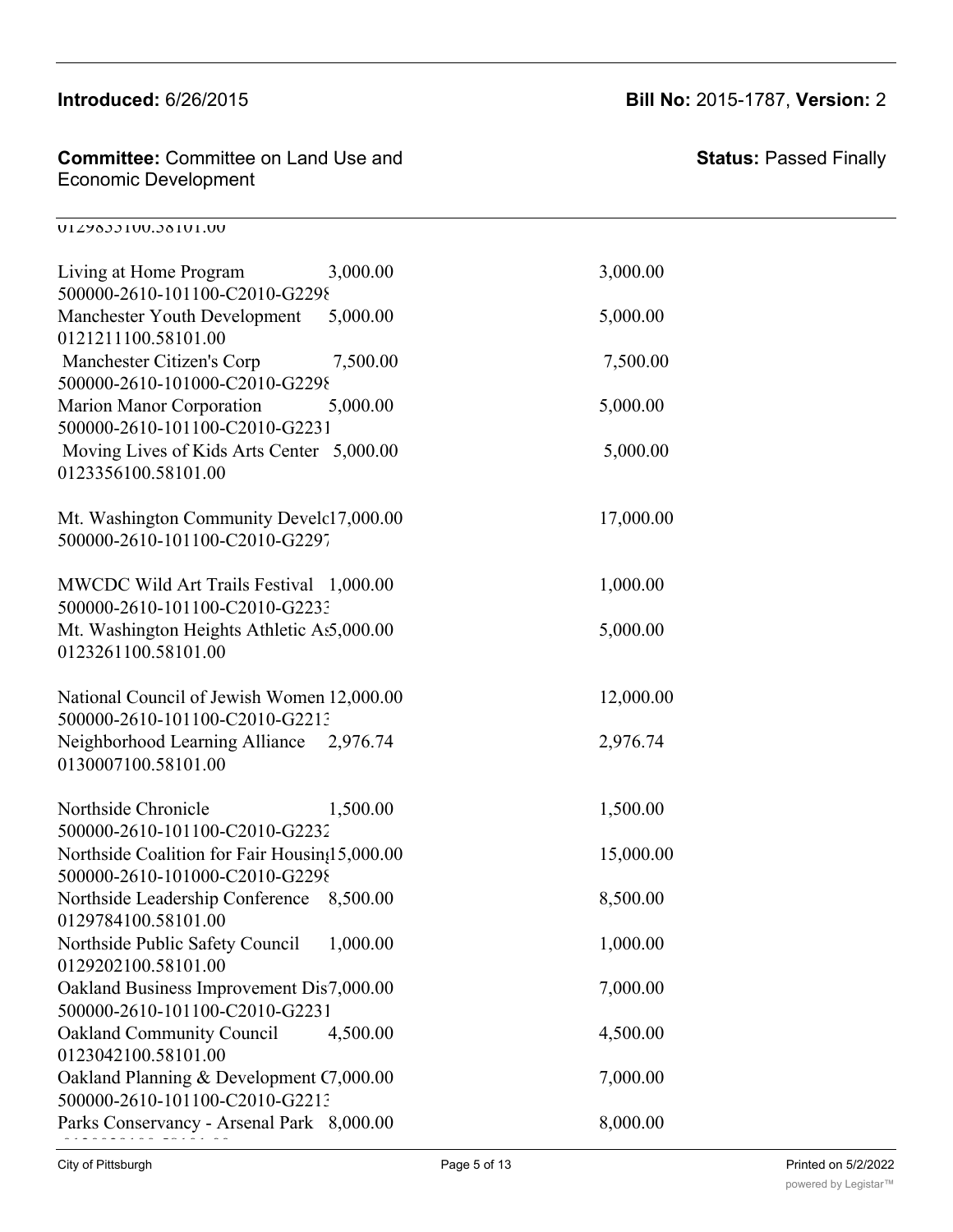0129833100.58101.00

| | | |
|---|---|---|
| Living at Home Program<br>500000-2610-101100-C2010-G2298 | 3,000.00 | 3,000.00 |
| Manchester Youth Development<br>0121211100.58101.00 | 5,000.00 | 5,000.00 |
| Manchester Citizen's Corp<br>500000-2610-101000-C2010-G2298 | 7,500.00 | 7,500.00 |
| Marion Manor Corporation<br>500000-2610-101100-C2010-G2231 | 5,000.00 | 5,000.00 |
| Moving Lives of Kids Arts Center<br>0123356100.58101.00 | 5,000.00 | 5,000.00 |
| Mt. Washington Community Develc<br>500000-2610-101100-C2010-G2297 | 17,000.00 | 17,000.00 |
| MWCDC Wild Art Trails Festival<br>500000-2610-101100-C2010-G2233 | 1,000.00 | 1,000.00 |
| Mt. Washington Heights Athletic As<br>0123261100.58101.00 | 5,000.00 | 5,000.00 |
| National Council of Jewish Women<br>500000-2610-101100-C2010-G2213 | 12,000.00 | 12,000.00 |
| Neighborhood Learning Alliance<br>0130007100.58101.00 | 2,976.74 | 2,976.74 |
| Northside Chronicle<br>500000-2610-101100-C2010-G2232 | 1,500.00 | 1,500.00 |
| Northside Coalition for Fair Housing<br>500000-2610-101000-C2010-G2298 | 15,000.00 | 15,000.00 |
| Northside Leadership Conference<br>0129784100.58101.00 | 8,500.00 | 8,500.00 |
| Northside Public Safety Council<br>0129202100.58101.00 | 1,000.00 | 1,000.00 |
| Oakland Business Improvement Dis<br>500000-2610-101100-C2010-G2231 | 7,000.00 | 7,000.00 |
| Oakland Community Council<br>0123042100.58101.00 | 4,500.00 | 4,500.00 |
| Oakland Planning & Development C<br>500000-2610-101100-C2010-G2213 | 7,000.00 | 7,000.00 |
| Parks Conservancy - Arsenal Park | 8,000.00 | 8,000.00 |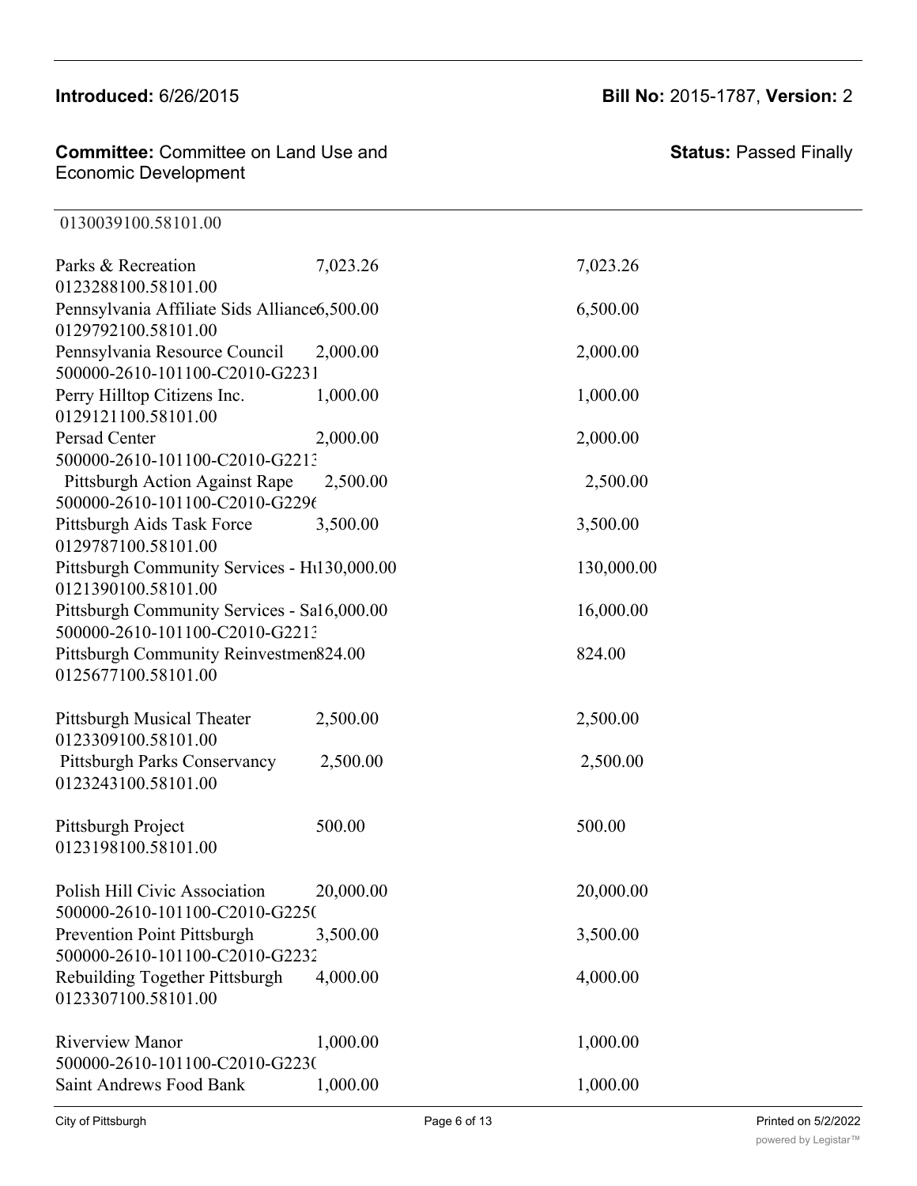0130039100.58101.00

| | | |
|---|---|---|
| Parks & Recreation 0123288100.58101.00 | 7,023.26 | 7,023.26 |
| Pennsylvania Affiliate Sids Alliance 0129792100.58101.00 | 6,500.00 | 6,500.00 |
| Pennsylvania Resource Council 500000-2610-101100-C2010-G2231 | 2,000.00 | 2,000.00 |
| Perry Hilltop Citizens Inc. 0129121100.58101.00 | 1,000.00 | 1,000.00 |
| Persad Center 500000-2610-101100-C2010-G2213 | 2,000.00 | 2,000.00 |
| Pittsburgh Action Against Rape 500000-2610-101100-C2010-G2296 | 2,500.00 | 2,500.00 |
| Pittsburgh Aids Task Force 0129787100.58101.00 | 3,500.00 | 3,500.00 |
| Pittsburgh Community Services - H 0121390100.58101.00 | 130,000.00 | 130,000.00 |
| Pittsburgh Community Services - Sa 500000-2610-101100-C2010-G2213 | 16,000.00 | 16,000.00 |
| Pittsburgh Community Reinvestmen 0125677100.58101.00 | 824.00 | 824.00 |
| Pittsburgh Musical Theater 0123309100.58101.00 | 2,500.00 | 2,500.00 |
| Pittsburgh Parks Conservancy 0123243100.58101.00 | 2,500.00 | 2,500.00 |
| Pittsburgh Project 0123198100.58101.00 | 500.00 | 500.00 |
| Polish Hill Civic Association 500000-2610-101100-C2010-G2250 | 20,000.00 | 20,000.00 |
| Prevention Point Pittsburgh 500000-2610-101100-C2010-G2232 | 3,500.00 | 3,500.00 |
| Rebuilding Together Pittsburgh 0123307100.58101.00 | 4,000.00 | 4,000.00 |
| Riverview Manor 500000-2610-101100-C2010-G2230 | 1,000.00 | 1,000.00 |
| Saint Andrews Food Bank | 1,000.00 | 1,000.00 |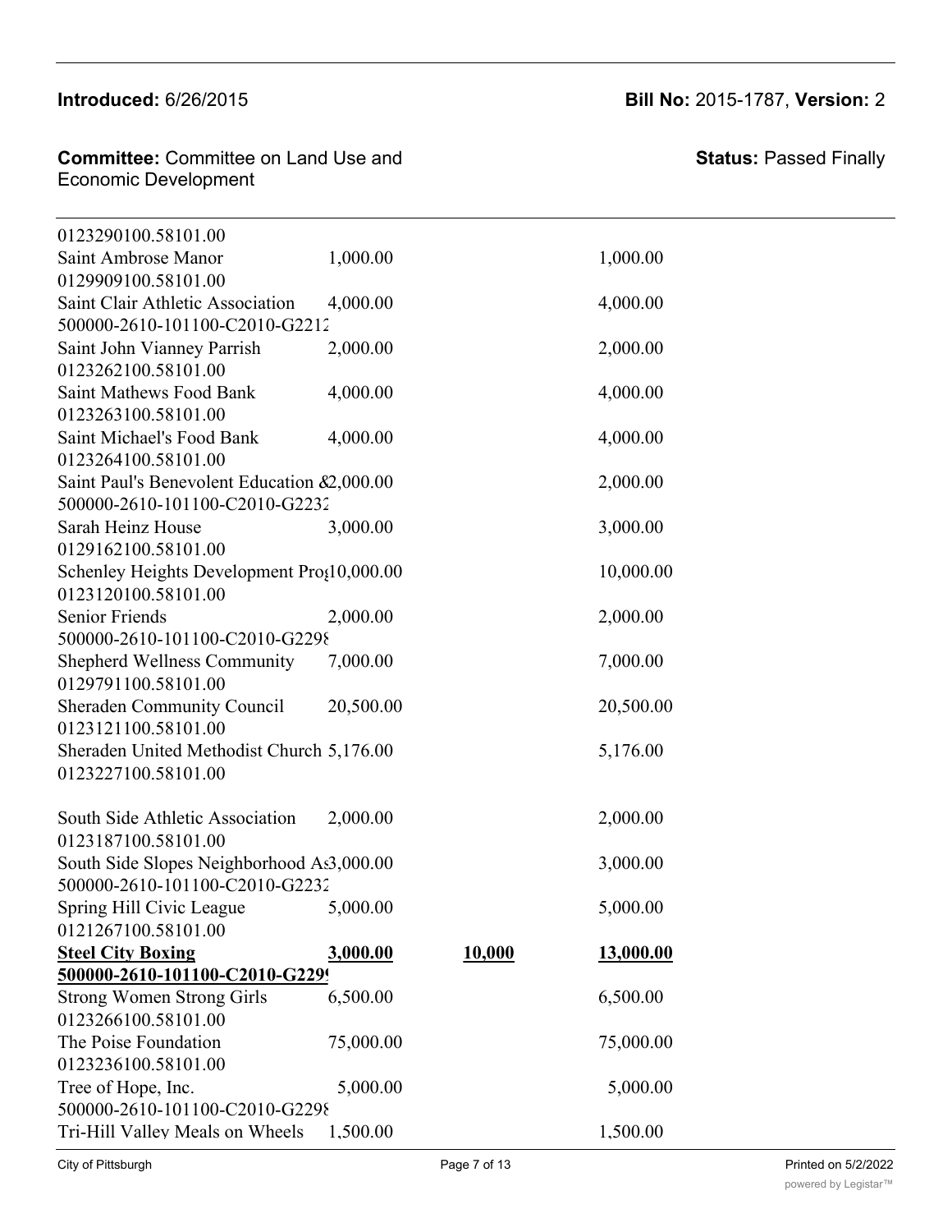| | | | |
|---|---|---|---|
| 0123290100.58101.00 | | | |
| Saint Ambrose Manor | 1,000.00 | | 1,000.00 |
| 0129909100.58101.00 | | | |
| Saint Clair Athletic Association | 4,000.00 | | 4,000.00 |
| 500000-2610-101100-C2010-G2212 | | | |
| Saint John Vianney Parrish | 2,000.00 | | 2,000.00 |
| 0123262100.58101.00 | | | |
| Saint Mathews Food Bank | 4,000.00 | | 4,000.00 |
| 0123263100.58101.00 | | | |
| Saint Michael's Food Bank | 4,000.00 | | 4,000.00 |
| 0123264100.58101.00 | | | |
| Saint Paul's Benevolent Education & | 2,000.00 | | 2,000.00 |
| 500000-2610-101100-C2010-G2232 | | | |
| Sarah Heinz House | 3,000.00 | | 3,000.00 |
| 0129162100.58101.00 | | | |
| Schenley Heights Development Prog | 10,000.00 | | 10,000.00 |
| 0123120100.58101.00 | | | |
| Senior Friends | 2,000.00 | | 2,000.00 |
| 500000-2610-101100-C2010-G2298 | | | |
| Shepherd Wellness Community | 7,000.00 | | 7,000.00 |
| 0129791100.58101.00 | | | |
| Sheraden Community Council | 20,500.00 | | 20,500.00 |
| 0123121100.58101.00 | | | |
| Sheraden United Methodist Church | 5,176.00 | | 5,176.00 |
| 0123227100.58101.00 | | | |
| South Side Athletic Association | 2,000.00 | | 2,000.00 |
| 0123187100.58101.00 | | | |
| South Side Slopes Neighborhood As | 3,000.00 | | 3,000.00 |
| 500000-2610-101100-C2010-G2232 | | | |
| Spring Hill Civic League | 5,000.00 | | 5,000.00 |
| 0121267100.58101.00 | | | |
| **Steel City Boxing** | **3,000.00** | **10,000** | **13,000.00** |
| **500000-2610-101100-C2010-G2299** | | | |
| Strong Women Strong Girls | 6,500.00 | | 6,500.00 |
| 0123266100.58101.00 | | | |
| The Poise Foundation | 75,000.00 | | 75,000.00 |
| 0123236100.58101.00 | | | |
| Tree of Hope, Inc. | 5,000.00 | | 5,000.00 |
| 500000-2610-101100-C2010-G2298 | | | |
| Tri-Hill Valley Meals on Wheels | 1,500.00 | | 1,500.00 |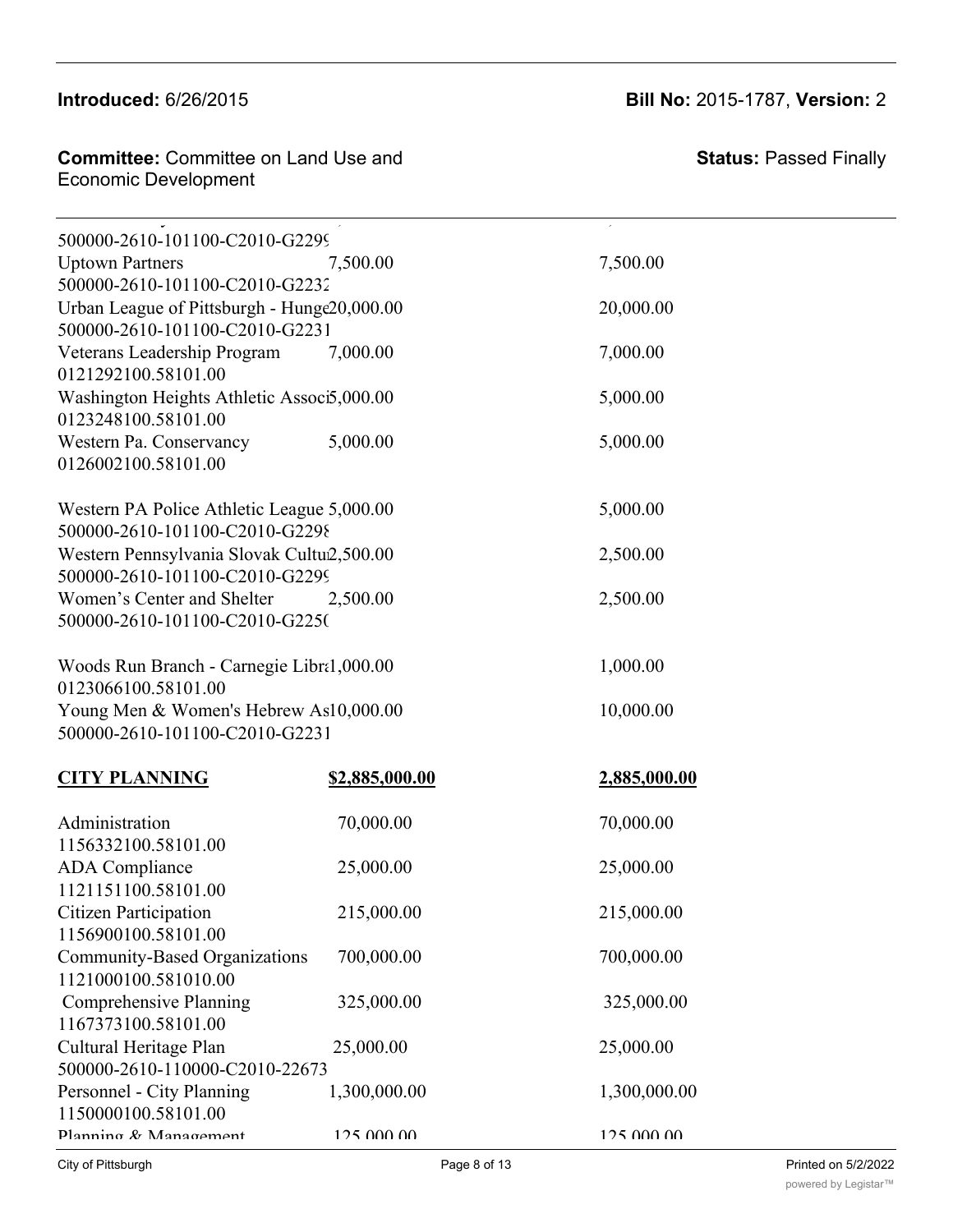**Introduced:** 6/26/2015 **Bill No:** 2015-1787, **Version:** 2

**Committee:** Committee on Land Use and Economic Development **Status:** Passed Finally

| | | |
|---|---|---|
| 500000-2610-101100-C2010-G2299 | | |
| Uptown Partners | 7,500.00 | 7,500.00 |
| 500000-2610-101100-C2010-G2232 | | |
| Urban League of Pittsburgh - Hunge | 20,000.00 | 20,000.00 |
| 500000-2610-101100-C2010-G2231 | | |
| Veterans Leadership Program | 7,000.00 | 7,000.00 |
| 0121292100.58101.00 | | |
| Washington Heights Athletic Associ | 5,000.00 | 5,000.00 |
| 0123248100.58101.00 | | |
| Western Pa. Conservancy | 5,000.00 | 5,000.00 |
| 0126002100.58101.00 | | |
| Western PA Police Athletic League | 5,000.00 | 5,000.00 |
| 500000-2610-101100-C2010-G2298 | | |
| Western Pennsylvania Slovak Cultu | 2,500.00 | 2,500.00 |
| 500000-2610-101100-C2010-G2299 | | |
| Women's Center and Shelter | 2,500.00 | 2,500.00 |
| 500000-2610-101100-C2010-G2250 | | |
| Woods Run Branch - Carnegie Libr | 1,000.00 | 1,000.00 |
| 0123066100.58101.00 | | |
| Young Men & Women's Hebrew As | 10,000.00 | 10,000.00 |
| 500000-2610-101100-C2010-G2231 | | |
| **CITY PLANNING** | **$2,885,000.00** | **2,885,000.00** |
| Administration | 70,000.00 | 70,000.00 |
| 1156332100.58101.00 | | |
| ADA Compliance | 25,000.00 | 25,000.00 |
| 1121151100.58101.00 | | |
| Citizen Participation | 215,000.00 | 215,000.00 |
| 1156900100.58101.00 | | |
| Community-Based Organizations | 700,000.00 | 700,000.00 |
| 1121000100.581010.00 | | |
| Comprehensive Planning | 325,000.00 | 325,000.00 |
| 1167373100.58101.00 | | |
| Cultural Heritage Plan | 25,000.00 | 25,000.00 |
| 500000-2610-110000-C2010-22673 | | |
| Personnel - City Planning | 1,300,000.00 | 1,300,000.00 |
| 1150000100.58101.00 | | |
| Planning & Management | 125,000.00 | 125,000.00 |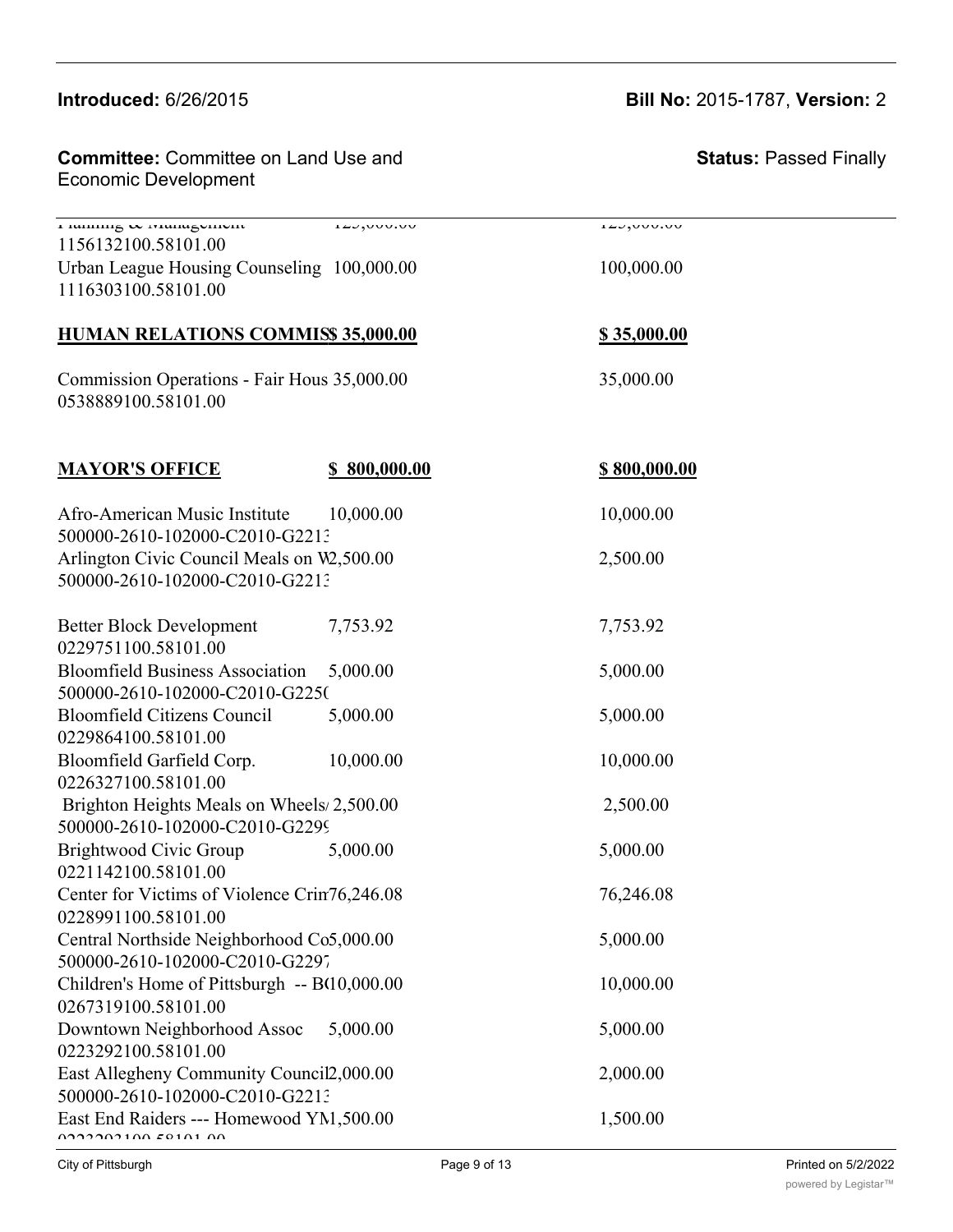| | | |
|---|---|---|
| Planning & Management 1156132100.58101.00 | 125,000.00 | 125,000.00 |
| Urban League Housing Counseling 1116303100.58101.00 | 100,000.00 | 100,000.00 |
| **HUMAN RELATIONS COMMIS** | **$ 35,000.00** | **$ 35,000.00** |
| Commission Operations - Fair Hous 0538889100.58101.00 | 35,000.00 | 35,000.00 |
| **MAYOR'S OFFICE** | **$ 800,000.00** | **$ 800,000.00** |
| Afro-American Music Institute 500000-2610-102000-C2010-G2213 | 10,000.00 | 10,000.00 |
| Arlington Civic Council Meals on W 500000-2610-102000-C2010-G2213 | 2,500.00 | 2,500.00 |
| Better Block Development 0229751100.58101.00 | 7,753.92 | 7,753.92 |
| Bloomfield Business Association 500000-2610-102000-C2010-G2250 | 5,000.00 | 5,000.00 |
| Bloomfield Citizens Council 0229864100.58101.00 | 5,000.00 | 5,000.00 |
| Bloomfield Garfield Corp. 0226327100.58101.00 | 10,000.00 | 10,000.00 |
| Brighton Heights Meals on Wheels/ 500000-2610-102000-C2010-G2299 | 2,500.00 | 2,500.00 |
| Brightwood Civic Group 0221142100.58101.00 | 5,000.00 | 5,000.00 |
| Center for Victims of Violence Crin 0228991100.58101.00 | 76,246.08 | 76,246.08 |
| Central Northside Neighborhood Co 500000-2610-102000-C2010-G2297 | 5,000.00 | 5,000.00 |
| Children's Home of Pittsburgh -- B 0267319100.58101.00 | 10,000.00 | 10,000.00 |
| Downtown Neighborhood Assoc 0223292100.58101.00 | 5,000.00 | 5,000.00 |
| East Allegheny Community Council 500000-2610-102000-C2010-G2213 | 2,000.00 | 2,000.00 |
| East End Raiders --- Homewood YM 0223293100.58101.00 | 1,500.00 | 1,500.00 |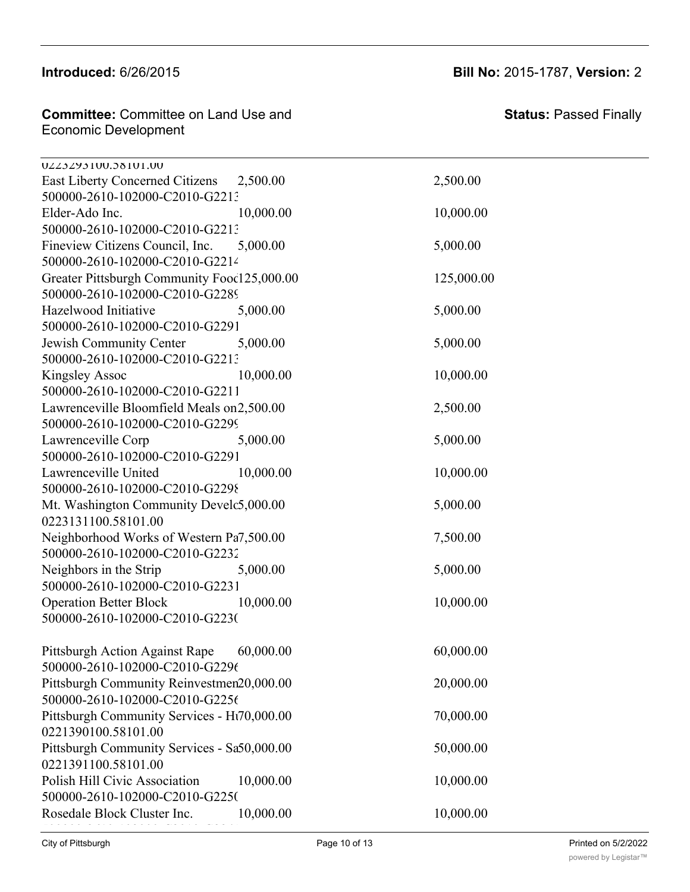| | | |
|---|---|---|
| 0223293100.58101.00 | | |
| East Liberty Concerned Citizens | 2,500.00 | 2,500.00 |
| 500000-2610-102000-C2010-G2213 | | |
| Elder-Ado Inc. | 10,000.00 | 10,000.00 |
| 500000-2610-102000-C2010-G2213 | | |
| Fineview Citizens Council, Inc. | 5,000.00 | 5,000.00 |
| 500000-2610-102000-C2010-G2214 | | |
| Greater Pittsburgh Community Food | 125,000.00 | 125,000.00 |
| 500000-2610-102000-C2010-G2289 | | |
| Hazelwood Initiative | 5,000.00 | 5,000.00 |
| 500000-2610-102000-C2010-G2291 | | |
| Jewish Community Center | 5,000.00 | 5,000.00 |
| 500000-2610-102000-C2010-G2213 | | |
| Kingsley Assoc | 10,000.00 | 10,000.00 |
| 500000-2610-102000-C2010-G2211 | | |
| Lawrenceville Bloomfield Meals on | 2,500.00 | 2,500.00 |
| 500000-2610-102000-C2010-G2299 | | |
| Lawrenceville Corp | 5,000.00 | 5,000.00 |
| 500000-2610-102000-C2010-G2291 | | |
| Lawrenceville United | 10,000.00 | 10,000.00 |
| 500000-2610-102000-C2010-G2298 | | |
| Mt. Washington Community Develo | 5,000.00 | 5,000.00 |
| 0223131100.58101.00 | | |
| Neighborhood Works of Western Pa | 7,500.00 | 7,500.00 |
| 500000-2610-102000-C2010-G2232 | | |
| Neighbors in the Strip | 5,000.00 | 5,000.00 |
| 500000-2610-102000-C2010-G2231 | | |
| Operation Better Block | 10,000.00 | 10,000.00 |
| 500000-2610-102000-C2010-G2230 | | |
| Pittsburgh Action Against Rape | 60,000.00 | 60,000.00 |
| 500000-2610-102000-C2010-G2296 | | |
| Pittsburgh Community Reinvestmen | 20,000.00 | 20,000.00 |
| 500000-2610-102000-C2010-G2256 | | |
| Pittsburgh Community Services - H | 70,000.00 | 70,000.00 |
| 0221390100.58101.00 | | |
| Pittsburgh Community Services - Sa | 50,000.00 | 50,000.00 |
| 0221391100.58101.00 | | |
| Polish Hill Civic Association | 10,000.00 | 10,000.00 |
| 500000-2610-102000-C2010-G2250 | | |
| Rosedale Block Cluster Inc. | 10,000.00 | 10,000.00 |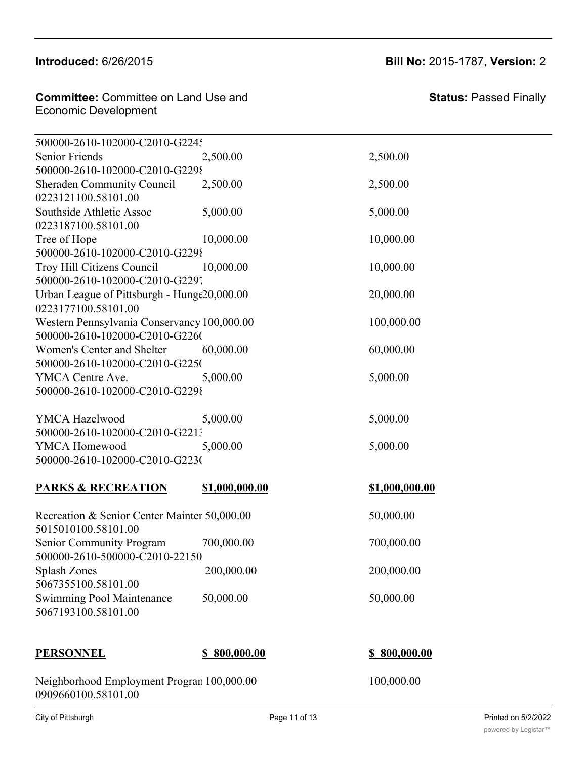**Introduced:** 6/26/2015 **Bill No:** 2015-1787, **Version:** 2

**Committee:** Committee on Land Use and Economic Development **Status:** Passed Finally

| | | |
|---|---|---|
| 500000-2610-102000-C2010-G2245 | | |
| Senior Friends | 2,500.00 | 2,500.00 |
| 500000-2610-102000-C2010-G2298 | | |
| Sheraden Community Council | 2,500.00 | 2,500.00 |
| 0223121100.58101.00 | | |
| Southside Athletic Assoc | 5,000.00 | 5,000.00 |
| 0223187100.58101.00 | | |
| Tree of Hope | 10,000.00 | 10,000.00 |
| 500000-2610-102000-C2010-G2298 | | |
| Troy Hill Citizens Council | 10,000.00 | 10,000.00 |
| 500000-2610-102000-C2010-G2297 | | |
| Urban League of Pittsburgh - Hunge | 20,000.00 | 20,000.00 |
| 0223177100.58101.00 | | |
| Western Pennsylvania Conservancy | 100,000.00 | 100,000.00 |
| 500000-2610-102000-C2010-G2260 | | |
| Women's Center and Shelter | 60,000.00 | 60,000.00 |
| 500000-2610-102000-C2010-G2250 | | |
| YMCA Centre Ave. | 5,000.00 | 5,000.00 |
| 500000-2610-102000-C2010-G2298 | | |
| YMCA Hazelwood | 5,000.00 | 5,000.00 |
| 500000-2610-102000-C2010-G2213 | | |
| YMCA Homewood | 5,000.00 | 5,000.00 |
| 500000-2610-102000-C2010-G2230 | | |
| **PARKS & RECREATION** | **$1,000,000.00** | **$1,000,000.00** |
| Recreation & Senior Center Mainter | 50,000.00 | 50,000.00 |
| 5015010100.58101.00 | | |
| Senior Community Program | 700,000.00 | 700,000.00 |
| 500000-2610-500000-C2010-22150 | | |
| Splash Zones | 200,000.00 | 200,000.00 |
| 5067355100.58101.00 | | |
| Swimming Pool Maintenance | 50,000.00 | 50,000.00 |
| 5067193100.58101.00 | | |
| **PERSONNEL** | **$ 800,000.00** | **$ 800,000.00** |
| Neighborhood Employment Progran | 100,000.00 | 100,000.00 |
| 0909660100.58101.00 | | |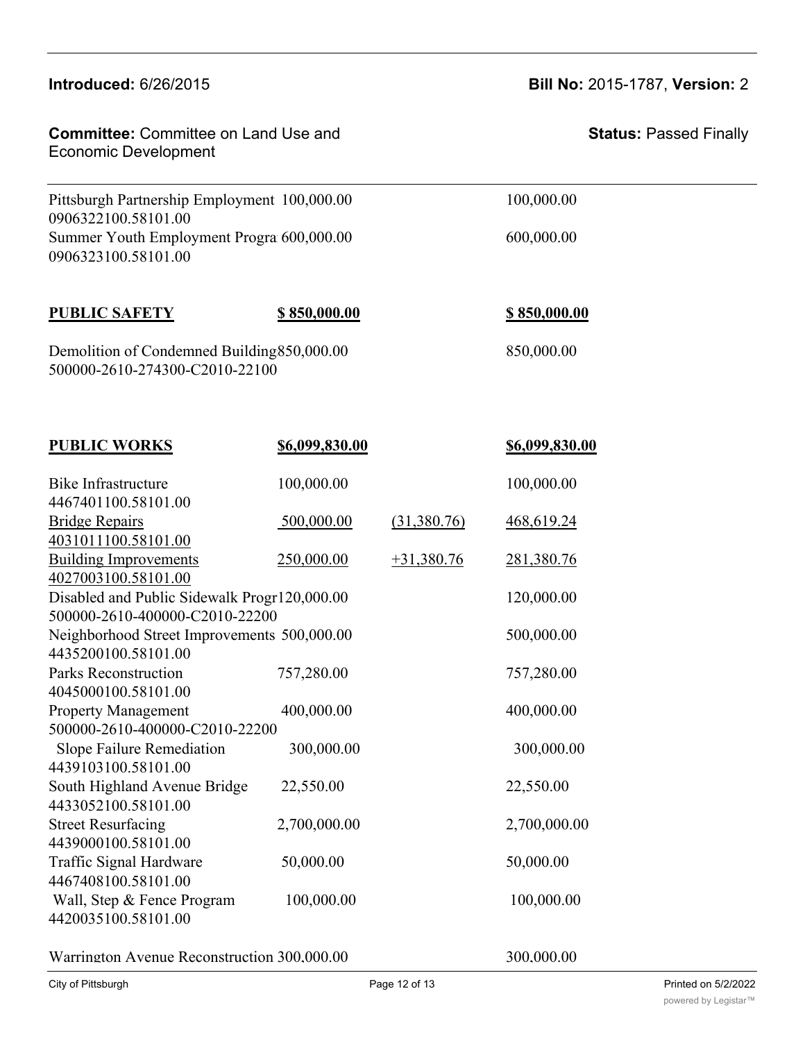| | | | |
|---|---|---|---|
| Pittsburgh Partnership Employment 0906322100.58101.00 | 100,000.00 | | 100,000.00 |
| Summer Youth Employment Progra 0906323100.58101.00 | 600,000.00 | | 600,000.00 |
| **PUBLIC SAFETY** | **$ 850,000.00** | | **$ 850,000.00** |
| Demolition of Condemned Building 500000-2610-274300-C2010-22100 | 850,000.00 | | 850,000.00 |
| **PUBLIC WORKS** | **$6,099,830.00** | | **$6,099,830.00** |
| Bike Infrastructure 4467401100.58101.00 | 100,000.00 | | 100,000.00 |
| Bridge Repairs 4031011100.58101.00 | 500,000.00 | (31,380.76) | 468,619.24 |
| Building Improvements 4027003100.58101.00 | 250,000.00 | +31,380.76 | 281,380.76 |
| Disabled and Public Sidewalk Progr 500000-2610-400000-C2010-22200 | 120,000.00 | | 120,000.00 |
| Neighborhood Street Improvements 4435200100.58101.00 | 500,000.00 | | 500,000.00 |
| Parks Reconstruction 4045000100.58101.00 | 757,280.00 | | 757,280.00 |
| Property Management 500000-2610-400000-C2010-22200 | 400,000.00 | | 400,000.00 |
| Slope Failure Remediation 4439103100.58101.00 | 300,000.00 | | 300,000.00 |
| South Highland Avenue Bridge 4433052100.58101.00 | 22,550.00 | | 22,550.00 |
| Street Resurfacing 4439000100.58101.00 | 2,700,000.00 | | 2,700,000.00 |
| Traffic Signal Hardware 4467408100.58101.00 | 50,000.00 | | 50,000.00 |
| Wall, Step & Fence Program 4420035100.58101.00 | 100,000.00 | | 100,000.00 |
| Warrington Avenue Reconstruction | 300,000.00 | | 300,000.00 |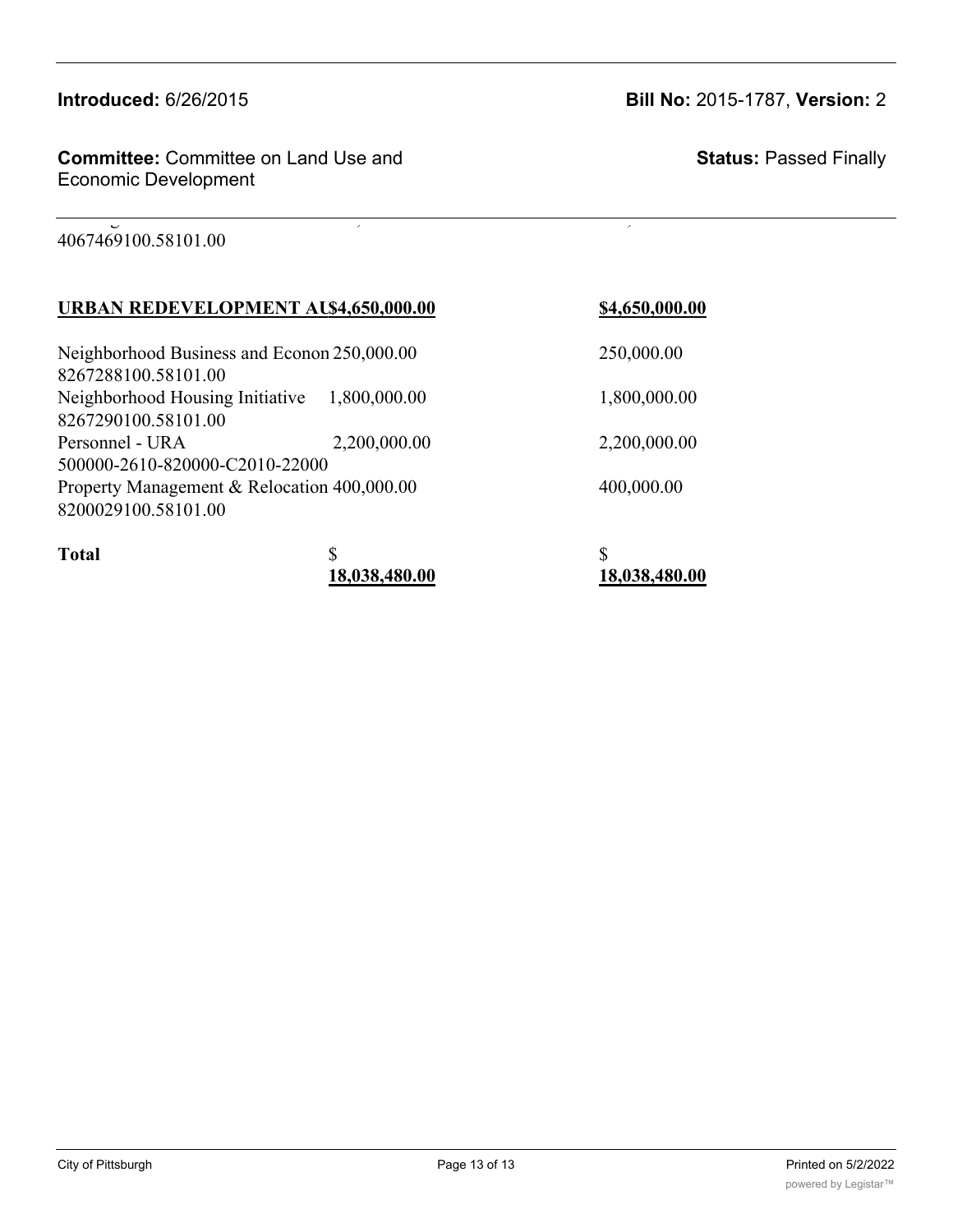4067469100.58101.00

| | | |
|---|---|---|
| **URBAN REDEVELOPMENT AU** | **$4,650,000.00** | **$4,650,000.00** |
| Neighborhood Business and Econon<br>8267288100.58101.00 | 250,000.00 | 250,000.00 |
| Neighborhood Housing Initiative<br>8267290100.58101.00 | 1,800,000.00 | 1,800,000.00 |
| Personnel - URA<br>500000-2610-820000-C2010-22000 | 2,200,000.00 | 2,200,000.00 |
| Property Management & Relocation<br>8200029100.58101.00 | 400,000.00 | 400,000.00 |
| **Total** | $ **18,038,480.00** | $ **18,038,480.00** |